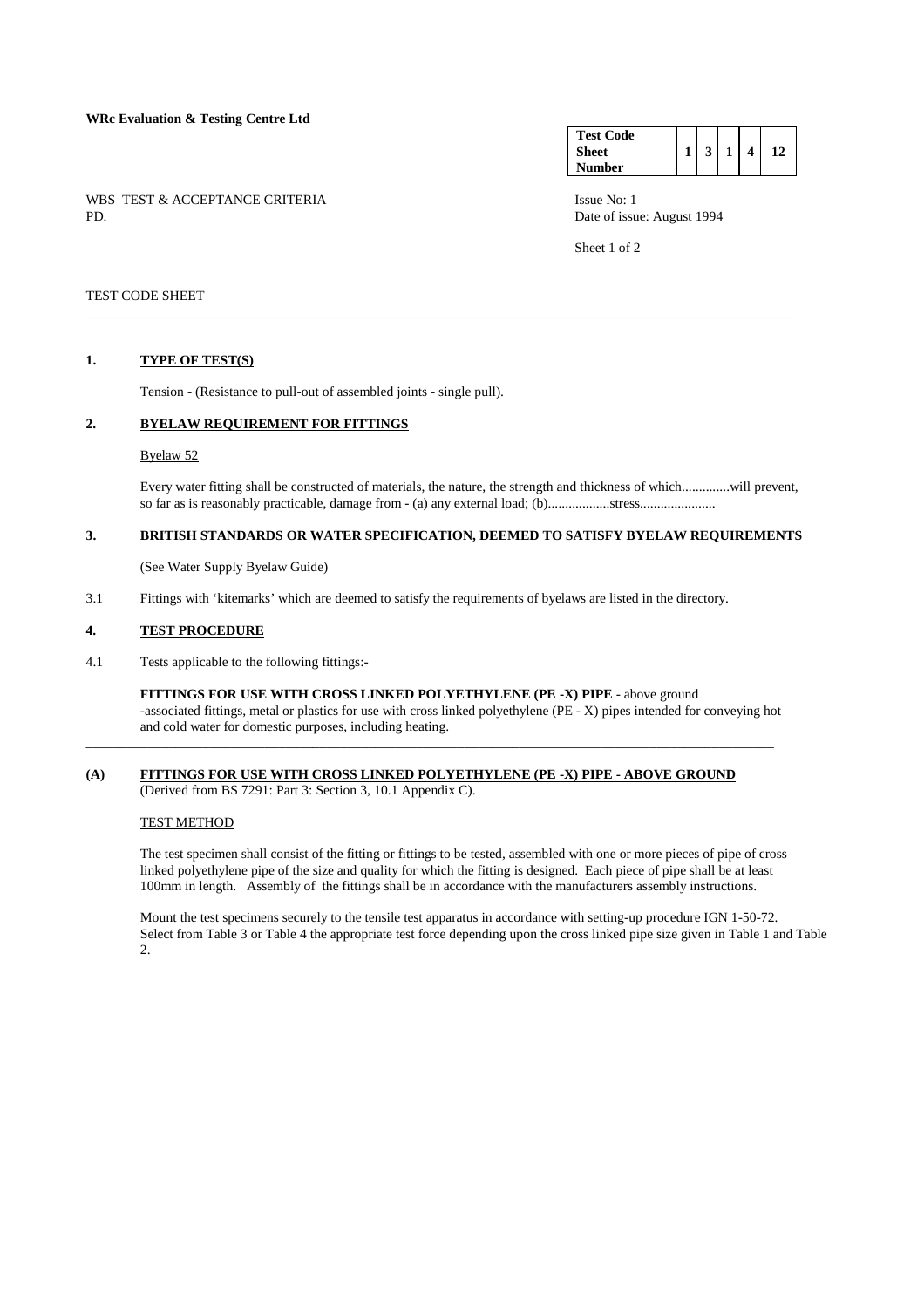**WRc Evaluation & Testing Centre Ltd**

| Test Code Sheet Number | 1 | 3 | 1 | 4 | 12 |
|---|---|---|---|---|---|

WBS TEST & ACCEPTANCE CRITERIA
PD.

Issue No: 1
Date of issue: August 1994

TEST CODE SHEET

---

## 1. TYPE OF TEST(S)

Tension - (Resistance to pull-out of assembled joints - single pull).

## 2. BYELAW REQUIREMENT FOR FITTINGS

Byelaw 52

Every water fitting shall be constructed of materials, the nature, the strength and thickness of which..............will prevent, so far as is reasonably practicable, damage from - (a) any external load; (b)..................stress......................

## 3. BRITISH STANDARDS OR WATER SPECIFICATION, DEEMED TO SATISFY BYELAW REQUIREMENTS

(See Water Supply Byelaw Guide)

3.1 Fittings with 'kitemarks' which are deemed to satisfy the requirements of byelaws are listed in the directory.

## 4. TEST PROCEDURE

4.1 Tests applicable to the following fittings:-

**FITTINGS FOR USE WITH CROSS LINKED POLYETHYLENE (PE -X) PIPE** - above ground -associated fittings, metal or plastics for use with cross linked polyethylene (PE - X) pipes intended for conveying hot and cold water for domestic purposes, including heating.

---

## (A) FITTINGS FOR USE WITH CROSS LINKED POLYETHYLENE (PE -X) PIPE - ABOVE GROUND

(Derived from BS 7291: Part 3: Section 3, 10.1 Appendix C).

TEST METHOD

The test specimen shall consist of the fitting or fittings to be tested, assembled with one or more pieces of pipe of cross linked polyethylene pipe of the size and quality for which the fitting is designed. Each piece of pipe shall be at least 100mm in length. Assembly of the fittings shall be in accordance with the manufacturers assembly instructions.

Mount the test specimens securely to the tensile test apparatus in accordance with setting-up procedure IGN 1-50-72. Select from Table 3 or Table 4 the appropriate test force depending upon the cross linked pipe size given in Table 1 and Table 2.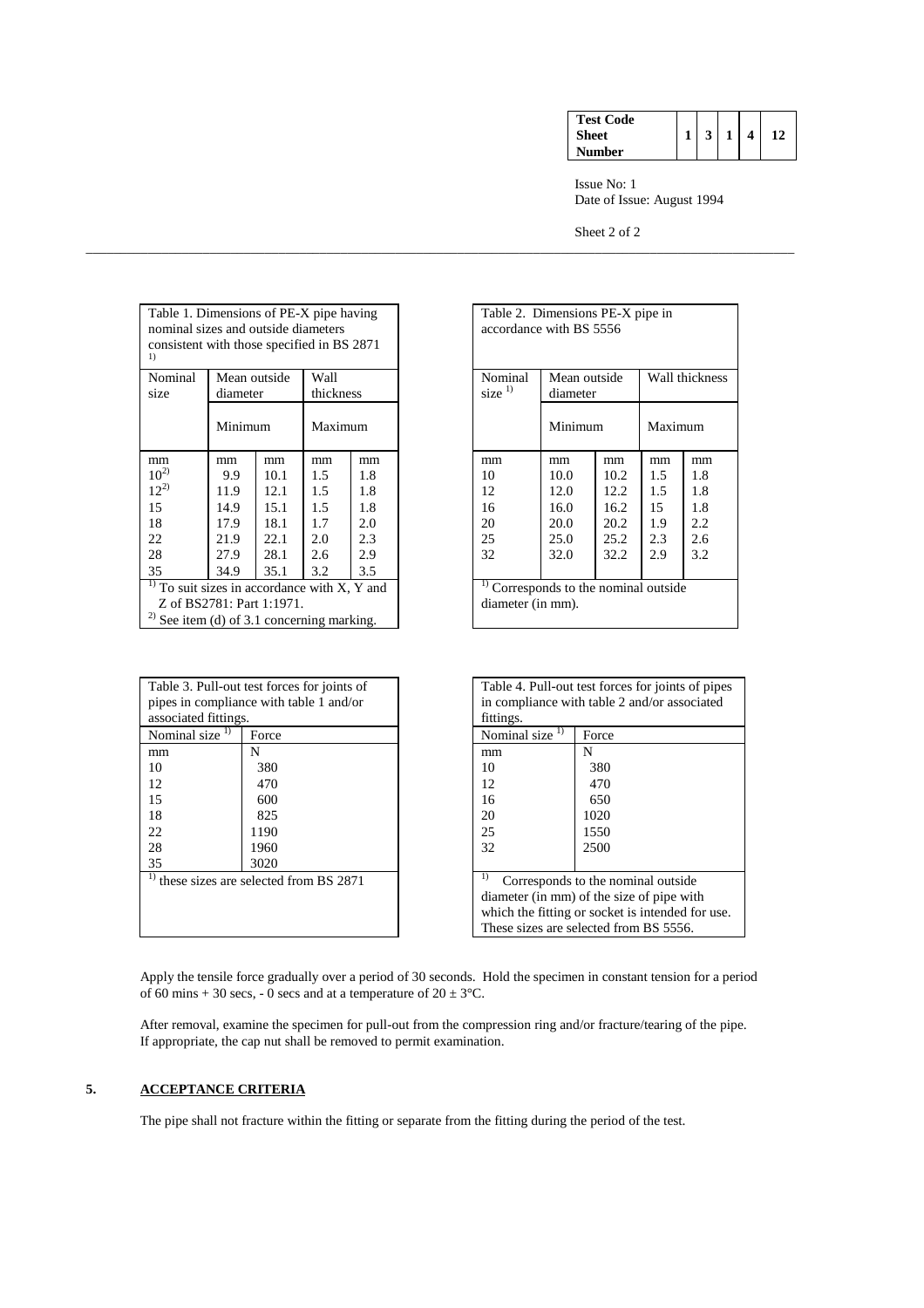Table 1. Dimensions of PE-X pipe having nominal sizes and outside diameters consistent with those specified in BS 2871 [1)]

| Nominal size | Mean outside diameter | | Wall thickness | |
|---|---|---|---|---|
| | Minimum | | Maximum | |
| mm | mm | mm | mm | mm |
| 10[2)] | 9.9 | 10.1 | 1.5 | 1.8 |
| 12[2)] | 11.9 | 12.1 | 1.5 | 1.8 |
| 15 | 14.9 | 15.1 | 1.5 | 1.8 |
| 18 | 17.9 | 18.1 | 1.7 | 2.0 |
| 22 | 21.9 | 22.1 | 2.0 | 2.3 |
| 28 | 27.9 | 28.1 | 2.6 | 2.9 |
| 35 | 34.9 | 35.1 | 3.2 | 3.5 |

[1)] To suit sizes in accordance with X, Y and Z of BS2781: Part 1:1971.
[2)] See item (d) of 3.1 concerning marking.

Table 2. Dimensions PE-X pipe in accordance with BS 5556

| Nominal size [1)] | Mean outside diameter | | Wall thickness | |
|---|---|---|---|---|
| | Minimum | | Maximum | |
| mm | mm | mm | mm | mm |
| 10 | 10.0 | 10.2 | 1.5 | 1.8 |
| 12 | 12.0 | 12.2 | 1.5 | 1.8 |
| 16 | 16.0 | 16.2 | 15 | 1.8 |
| 20 | 20.0 | 20.2 | 1.9 | 2.2 |
| 25 | 25.0 | 25.2 | 2.3 | 2.6 |
| 32 | 32.0 | 32.2 | 2.9 | 3.2 |

[1)] Corresponds to the nominal outside diameter (in mm).

Table 3. Pull-out test forces for joints of pipes in compliance with table 1 and/or associated fittings.

| Nominal size [1)] | Force |
|---|---|
| mm | N |
| 10 | 380 |
| 12 | 470 |
| 15 | 600 |
| 18 | 825 |
| 22 | 1190 |
| 28 | 1960 |
| 35 | 3020 |

[1)] these sizes are selected from BS 2871

Table 4. Pull-out test forces for joints of pipes in compliance with table 2 and/or associated fittings.

| Nominal size [1)] | Force |
|---|---|
| mm | N |
| 10 | 380 |
| 12 | 470 |
| 16 | 650 |
| 20 | 1020 |
| 25 | 1550 |
| 32 | 2500 |

[1)] Corresponds to the nominal outside diameter (in mm) of the size of pipe with which the fitting or socket is intended for use. These sizes are selected from BS 5556.

Apply the tensile force gradually over a period of 30 seconds. Hold the specimen in constant tension for a period of 60 mins + 30 secs, - 0 secs and at a temperature of 20 ± 3°C.

After removal, examine the specimen for pull-out from the compression ring and/or fracture/tearing of the pipe. If appropriate, the cap nut shall be removed to permit examination.

## 5. ACCEPTANCE CRITERIA

The pipe shall not fracture within the fitting or separate from the fitting during the period of the test.